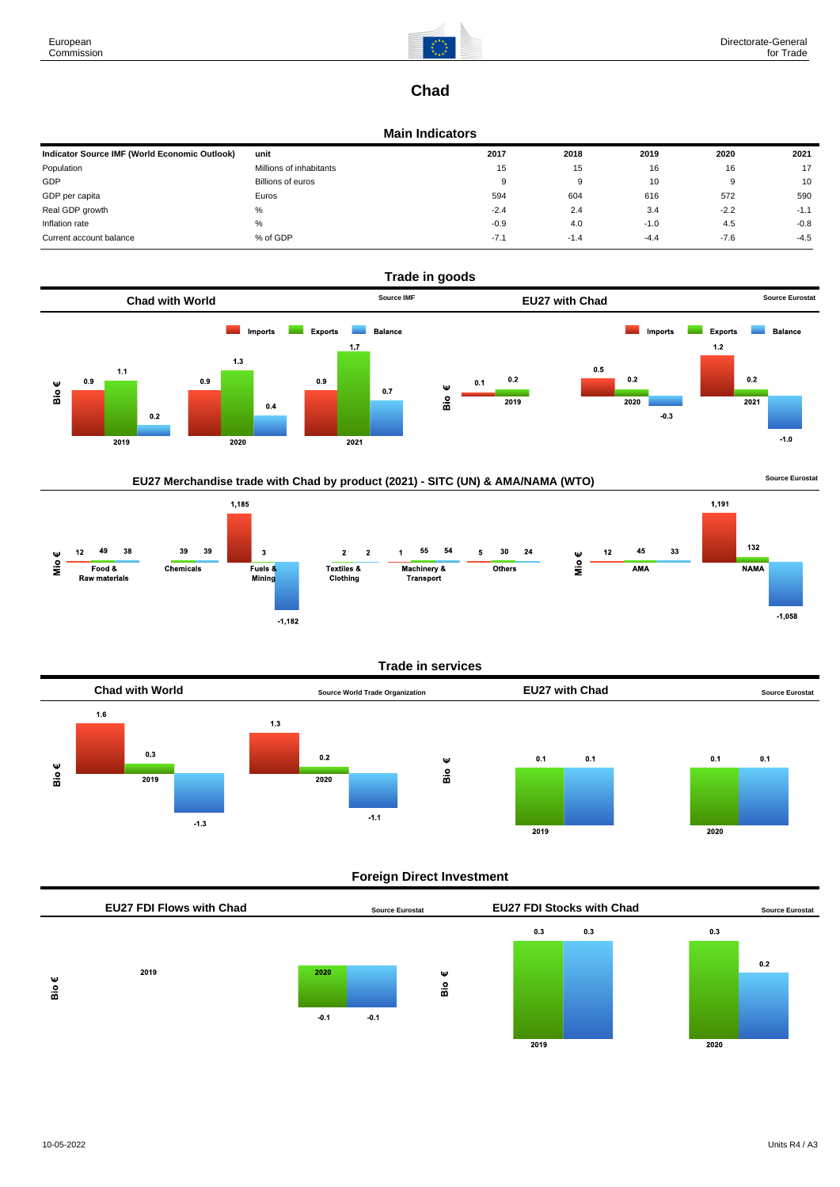# Chad

## Main Indicators

| Indicator Source IMF (World Economic Outlook) | unit | 2017 | 2018 | 2019 | 2020 | 2021 |
|---|---|---|---|---|---|---|
| Population | Millions of inhabitants | 15 | 15 | 16 | 16 | 17 |
| GDP | Billions of euros | 9 | 9 | 10 | 9 | 10 |
| GDP per capita | Euros | 594 | 604 | 616 | 572 | 590 |
| Real GDP growth | % | -2.4 | 2.4 | 3.4 | -2.2 | -1.1 |
| Inflation rate | % | -0.9 | 4.0 | -1.0 | 4.5 | -0.8 |
| Current account balance | % of GDP | -7.1 | -1.4 | -4.4 | -7.6 | -4.5 |

## Trade in goods

### Chad with World

Source IMF

Bio €

| | Imports | Exports | Balance |
|---|---|---|---|
| 2019 | 0.9 | 1.1 | 0.2 |
| 2020 | 0.9 | 1.3 | 0.4 |
| 2021 | 0.9 | 1.7 | 0.7 |

### EU27 with Chad

Source Eurostat

Bio €

| | Imports | Exports | Balance |
|---|---|---|---|
| 2019 | 0.1 | 0.2 | |
| 2020 | 0.5 | 0.2 | -0.3 |
| 2021 | 1.2 | 0.2 | -1.0 |

### EU27 Merchandise trade with Chad by product (2021) - SITC (UN) & AMA/NAMA (WTO)

Source Eurostat

Mio €

| | Imports | Exports | Balance |
|---|---|---|---|
| Food & Raw materials | 12 | 49 | 38 |
| Chemicals | | 39 | 39 |
| Fuels & Mining | 1,185 | 3 | -1,182 |
| Textiles & Clothing | 2 | 2 | |
| Machinery & Transport | 1 | 55 | 54 |
| Others | 5 | 30 | 24 |

Mio €

| | Imports | Exports | Balance |
|---|---|---|---|
| AMA | 12 | 45 | 33 |
| NAMA | 1,191 | 132 | -1,058 |

## Trade in services

### Chad with World

Source World Trade Organization

Bio €

| | Imports | Exports | Balance |
|---|---|---|---|
| 2019 | 1.6 | 0.3 | -1.3 |
| 2020 | 1.3 | 0.2 | -1.1 |

### EU27 with Chad

Source Eurostat

Bio €

| | Exports | Balance |
|---|---|---|
| 2019 | 0.1 | 0.1 |
| 2020 | 0.1 | 0.1 |

## Foreign Direct Investment

### EU27 FDI Flows with Chad

Source Eurostat

Bio €

| | Outward | Balance |
|---|---|---|
| 2019 | | |
| 2020 | -0.1 | -0.1 |

### EU27 FDI Stocks with Chad

Source Eurostat

Bio €

| | Outward | Balance |
|---|---|---|
| 2019 | 0.3 | 0.3 |
| 2020 | 0.3 | 0.2 |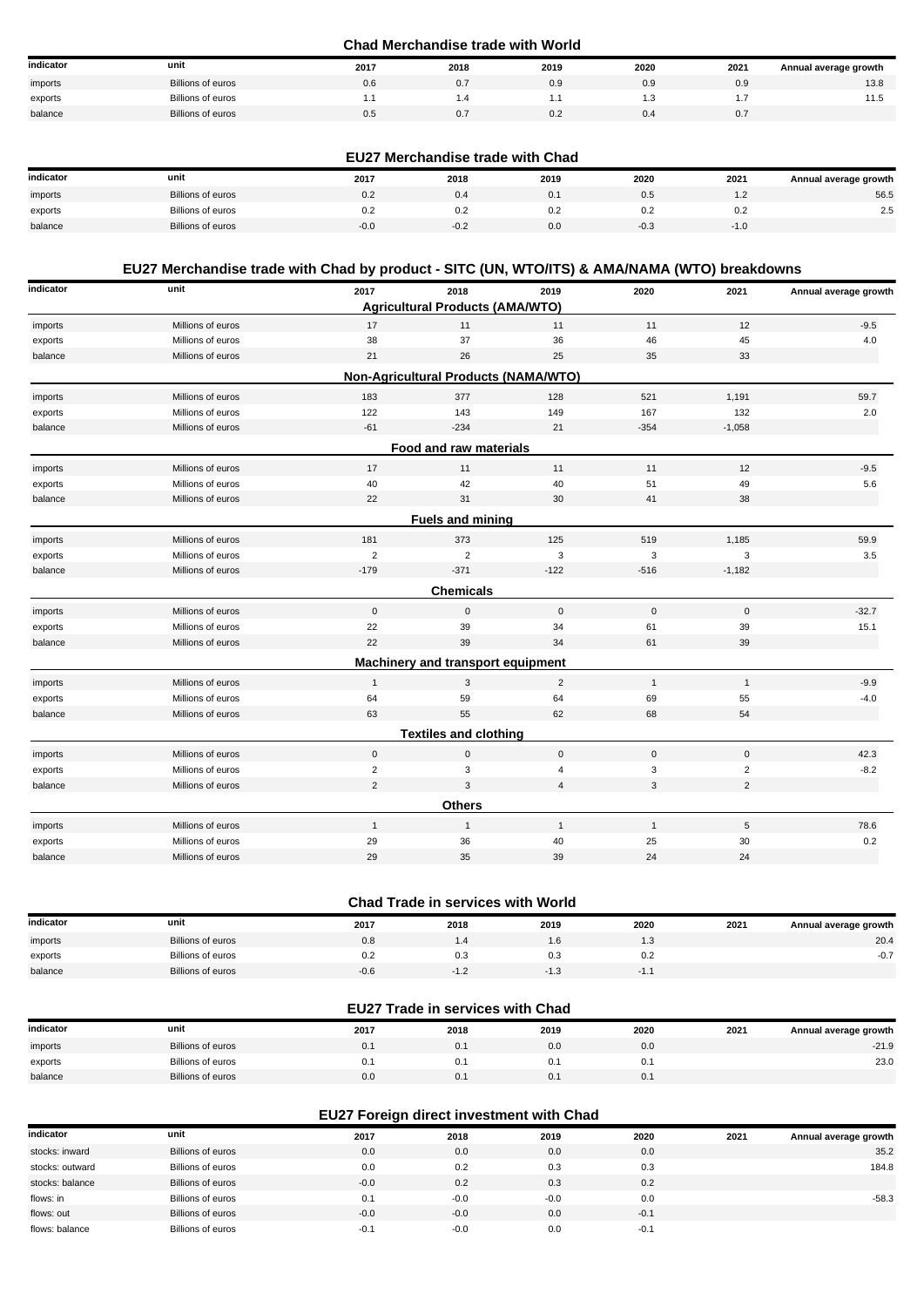## Chad Merchandise trade with World

| indicator | unit | 2017 | 2018 | 2019 | 2020 | 2021 | Annual average growth |
|---|---|---|---|---|---|---|---|
| imports | Billions of euros | 0.6 | 0.7 | 0.9 | 0.9 | 0.9 | 13.8 |
| exports | Billions of euros | 1.1 | 1.4 | 1.1 | 1.3 | 1.7 | 11.5 |
| balance | Billions of euros | 0.5 | 0.7 | 0.2 | 0.4 | 0.7 | |

## EU27 Merchandise trade with Chad

| indicator | unit | 2017 | 2018 | 2019 | 2020 | 2021 | Annual average growth |
|---|---|---|---|---|---|---|---|
| imports | Billions of euros | 0.2 | 0.4 | 0.1 | 0.5 | 1.2 | 56.5 |
| exports | Billions of euros | 0.2 | 0.2 | 0.2 | 0.2 | 0.2 | 2.5 |
| balance | Billions of euros | -0.0 | -0.2 | 0.0 | -0.3 | -1.0 | |

## EU27 Merchandise trade with Chad by product - SITC (UN, WTO/ITS) & AMA/NAMA (WTO) breakdowns

| indicator | unit | 2017 | 2018 | 2019 | 2020 | 2021 | Annual average growth |
|---|---|---|---|---|---|---|---|
| **Agricultural Products (AMA/WTO)** | | | | | | | |
| imports | Millions of euros | 17 | 11 | 11 | 11 | 12 | -9.5 |
| exports | Millions of euros | 38 | 37 | 36 | 46 | 45 | 4.0 |
| balance | Millions of euros | 21 | 26 | 25 | 35 | 33 | |
| **Non-Agricultural Products (NAMA/WTO)** | | | | | | | |
| imports | Millions of euros | 183 | 377 | 128 | 521 | 1,191 | 59.7 |
| exports | Millions of euros | 122 | 143 | 149 | 167 | 132 | 2.0 |
| balance | Millions of euros | -61 | -234 | 21 | -354 | -1,058 | |
| **Food and raw materials** | | | | | | | |
| imports | Millions of euros | 17 | 11 | 11 | 11 | 12 | -9.5 |
| exports | Millions of euros | 40 | 42 | 40 | 51 | 49 | 5.6 |
| balance | Millions of euros | 22 | 31 | 30 | 41 | 38 | |
| **Fuels and mining** | | | | | | | |
| imports | Millions of euros | 181 | 373 | 125 | 519 | 1,185 | 59.9 |
| exports | Millions of euros | 2 | 2 | 3 | 3 | 3 | 3.5 |
| balance | Millions of euros | -179 | -371 | -122 | -516 | -1,182 | |
| **Chemicals** | | | | | | | |
| imports | Millions of euros | 0 | 0 | 0 | 0 | 0 | -32.7 |
| exports | Millions of euros | 22 | 39 | 34 | 61 | 39 | 15.1 |
| balance | Millions of euros | 22 | 39 | 34 | 61 | 39 | |
| **Machinery and transport equipment** | | | | | | | |
| imports | Millions of euros | 1 | 3 | 2 | 1 | 1 | -9.9 |
| exports | Millions of euros | 64 | 59 | 64 | 69 | 55 | -4.0 |
| balance | Millions of euros | 63 | 55 | 62 | 68 | 54 | |
| **Textiles and clothing** | | | | | | | |
| imports | Millions of euros | 0 | 0 | 0 | 0 | 0 | 42.3 |
| exports | Millions of euros | 2 | 3 | 4 | 3 | 2 | -8.2 |
| balance | Millions of euros | 2 | 3 | 4 | 3 | 2 | |
| **Others** | | | | | | | |
| imports | Millions of euros | 1 | 1 | 1 | 1 | 5 | 78.6 |
| exports | Millions of euros | 29 | 36 | 40 | 25 | 30 | 0.2 |
| balance | Millions of euros | 29 | 35 | 39 | 24 | 24 | |

## Chad Trade in services with World

| indicator | unit | 2017 | 2018 | 2019 | 2020 | 2021 | Annual average growth |
|---|---|---|---|---|---|---|---|
| imports | Billions of euros | 0.8 | 1.4 | 1.6 | 1.3 | | 20.4 |
| exports | Billions of euros | 0.2 | 0.3 | 0.3 | 0.2 | | -0.7 |
| balance | Billions of euros | -0.6 | -1.2 | -1.3 | -1.1 | | |

## EU27 Trade in services with Chad

| indicator | unit | 2017 | 2018 | 2019 | 2020 | 2021 | Annual average growth |
|---|---|---|---|---|---|---|---|
| imports | Billions of euros | 0.1 | 0.1 | 0.0 | 0.0 | | -21.9 |
| exports | Billions of euros | 0.1 | 0.1 | 0.1 | 0.1 | | 23.0 |
| balance | Billions of euros | 0.0 | 0.1 | 0.1 | 0.1 | | |

## EU27 Foreign direct investment with Chad

| indicator | unit | 2017 | 2018 | 2019 | 2020 | 2021 | Annual average growth |
|---|---|---|---|---|---|---|---|
| stocks: inward | Billions of euros | 0.0 | 0.0 | 0.0 | 0.0 | | 35.2 |
| stocks: outward | Billions of euros | 0.0 | 0.2 | 0.3 | 0.3 | | 184.8 |
| stocks: balance | Billions of euros | -0.0 | 0.2 | 0.3 | 0.2 | | |
| flows: in | Billions of euros | 0.1 | -0.0 | -0.0 | 0.0 | | -58.3 |
| flows: out | Billions of euros | -0.0 | -0.0 | 0.0 | -0.1 | | |
| flows: balance | Billions of euros | -0.1 | -0.0 | 0.0 | -0.1 | | |